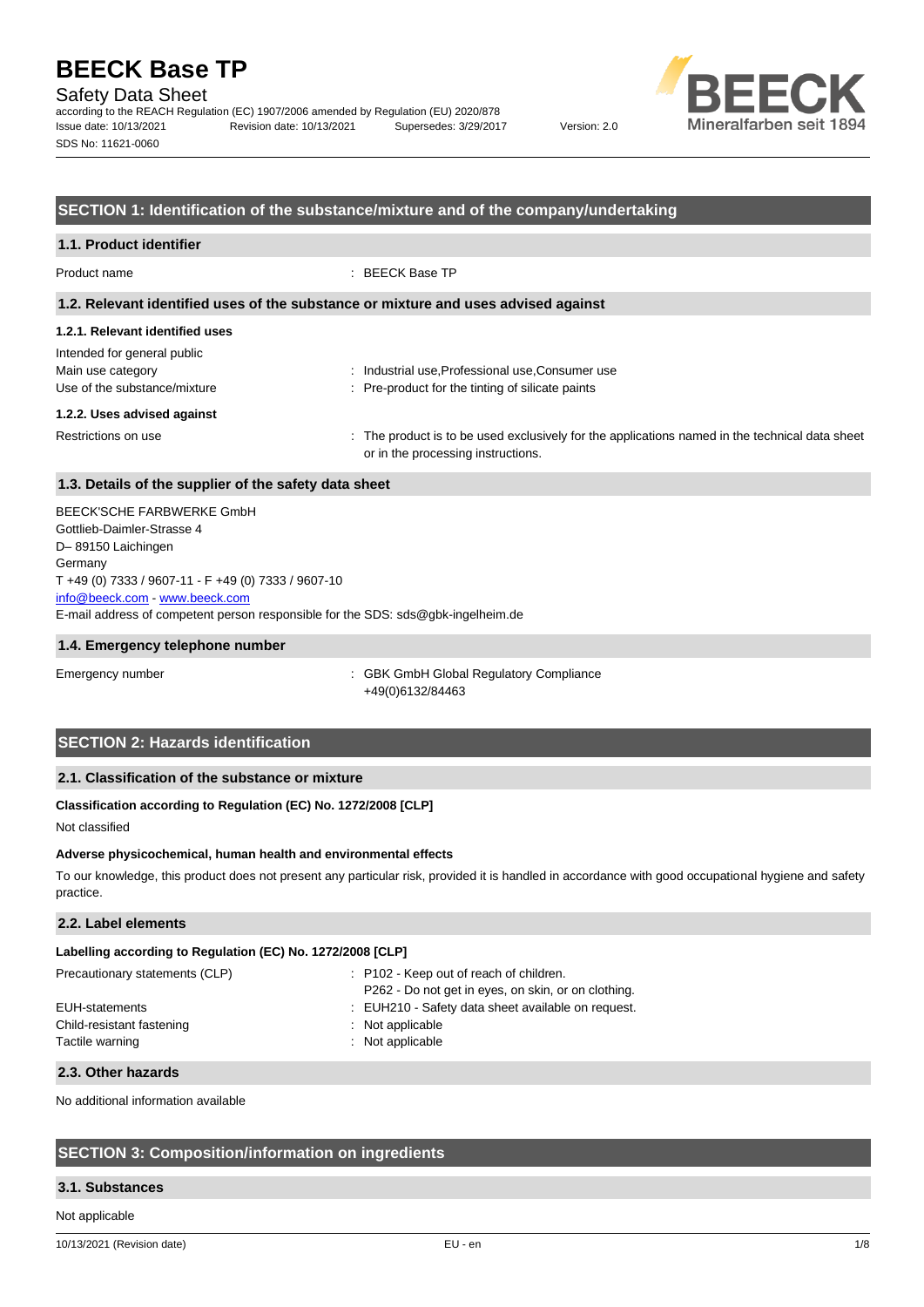# BEECK Base TP

## Safety Data Sheet

according to the REACH Regulation (EC) 1907/2006 amended by Regulation (EU) 2020/878

Issue date: 10/13/2021 Revision date: 10/13/2021 Supersedes: 3/29/2017 Version: 2.0

SDS No: 11621-0060

## SECTION 1: Identification of the substance/mixture and of the company/undertaking

### 1.1. Product identifier

Product name : BEECK Base TP

### 1.2. Relevant identified uses of the substance or mixture and uses advised against

#### 1.2.1. Relevant identified uses

Intended for general public

Main use category : Industrial use,Professional use,Consumer use

Use of the substance/mixture : Pre-product for the tinting of silicate paints

#### 1.2.2. Uses advised against

Restrictions on use : The product is to be used exclusively for the applications named in the technical data sheet or in the processing instructions.

### 1.3. Details of the supplier of the safety data sheet

BEECK'SCHE FARBWERKE GmbH
Gottlieb-Daimler-Strasse 4
D– 89150 Laichingen
Germany
T +49 (0) 7333 / 9607-11 - F +49 (0) 7333 / 9607-10
info@beeck.com - www.beeck.com
E-mail address of competent person responsible for the SDS: sds@gbk-ingelheim.de

### 1.4. Emergency telephone number

Emergency number : GBK GmbH Global Regulatory Compliance
+49(0)6132/84463

## SECTION 2: Hazards identification

### 2.1. Classification of the substance or mixture

**Classification according to Regulation (EC) No. 1272/2008 [CLP]**

Not classified

**Adverse physicochemical, human health and environmental effects**

To our knowledge, this product does not present any particular risk, provided it is handled in accordance with good occupational hygiene and safety practice.

### 2.2. Label elements

**Labelling according to Regulation (EC) No. 1272/2008 [CLP]**

Precautionary statements (CLP) : P102 - Keep out of reach of children.
P262 - Do not get in eyes, on skin, or on clothing.

EUH-statements : EUH210 - Safety data sheet available on request.

Child-resistant fastening : Not applicable

Tactile warning : Not applicable

### 2.3. Other hazards

No additional information available

## SECTION 3: Composition/information on ingredients

### 3.1. Substances

Not applicable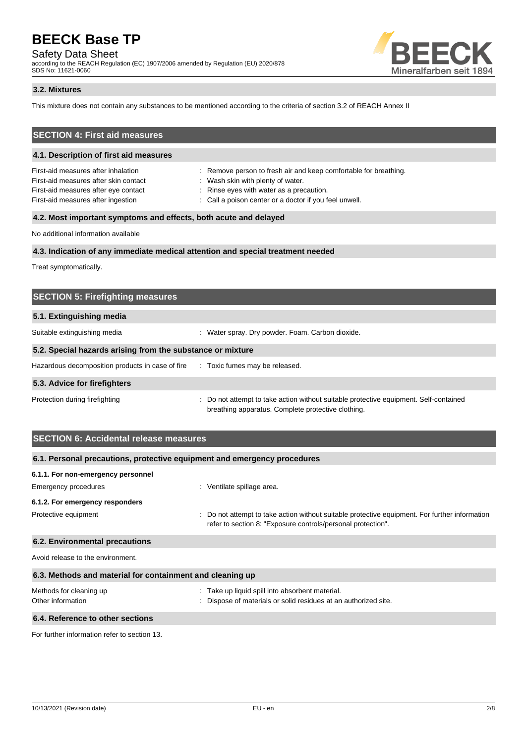### 3.2. Mixtures

This mixture does not contain any substances to be mentioned according to the criteria of section 3.2 of REACH Annex II

## SECTION 4: First aid measures

### 4.1. Description of first aid measures

First-aid measures after inhalation : Remove person to fresh air and keep comfortable for breathing.
First-aid measures after skin contact : Wash skin with plenty of water.
First-aid measures after eye contact : Rinse eyes with water as a precaution.
First-aid measures after ingestion : Call a poison center or a doctor if you feel unwell.

### 4.2. Most important symptoms and effects, both acute and delayed

No additional information available

### 4.3. Indication of any immediate medical attention and special treatment needed

Treat symptomatically.

## SECTION 5: Firefighting measures

### 5.1. Extinguishing media

Suitable extinguishing media : Water spray. Dry powder. Foam. Carbon dioxide.

### 5.2. Special hazards arising from the substance or mixture

Hazardous decomposition products in case of fire : Toxic fumes may be released.

### 5.3. Advice for firefighters

Protection during firefighting : Do not attempt to take action without suitable protective equipment. Self-contained breathing apparatus. Complete protective clothing.

## SECTION 6: Accidental release measures

### 6.1. Personal precautions, protective equipment and emergency procedures

**6.1.1. For non-emergency personnel**

Emergency procedures : Ventilate spillage area.

**6.1.2. For emergency responders**

Protective equipment : Do not attempt to take action without suitable protective equipment. For further information refer to section 8: "Exposure controls/personal protection".

### 6.2. Environmental precautions

Avoid release to the environment.

### 6.3. Methods and material for containment and cleaning up

Methods for cleaning up : Take up liquid spill into absorbent material.
Other information : Dispose of materials or solid residues at an authorized site.

### 6.4. Reference to other sections

For further information refer to section 13.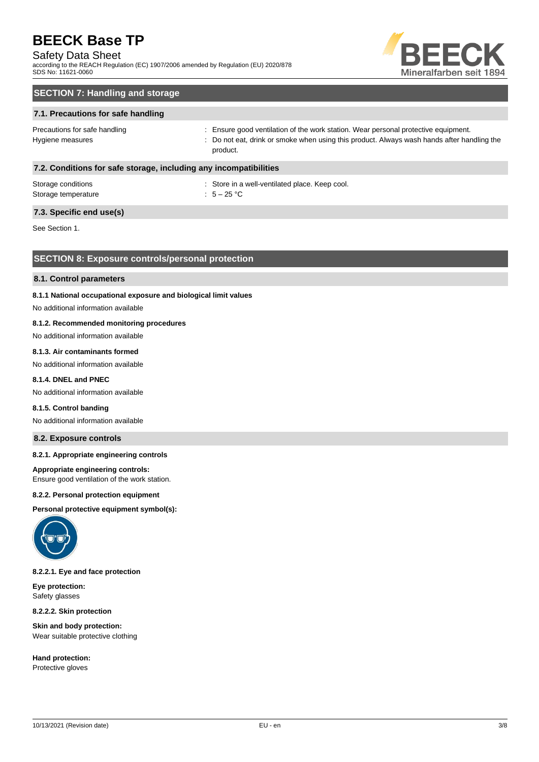## SECTION 7: Handling and storage

### 7.1. Precautions for safe handling

| | |
|---|---|
| Precautions for safe handling | : Ensure good ventilation of the work station. Wear personal protective equipment. |
| Hygiene measures | : Do not eat, drink or smoke when using this product. Always wash hands after handling the product. |

### 7.2. Conditions for safe storage, including any incompatibilities

| | |
|---|---|
| Storage conditions | : Store in a well-ventilated place. Keep cool. |
| Storage temperature | : 5 – 25 °C |

### 7.3. Specific end use(s)

See Section 1.

## SECTION 8: Exposure controls/personal protection

### 8.1. Control parameters

**8.1.1 National occupational exposure and biological limit values**

No additional information available

**8.1.2. Recommended monitoring procedures**

No additional information available

**8.1.3. Air contaminants formed**

No additional information available

**8.1.4. DNEL and PNEC**

No additional information available

**8.1.5. Control banding**

No additional information available

### 8.2. Exposure controls

**8.2.1. Appropriate engineering controls**

**Appropriate engineering controls:**
Ensure good ventilation of the work station.

**8.2.2. Personal protection equipment**

**Personal protective equipment symbol(s):**

**8.2.2.1. Eye and face protection**

**Eye protection:**
Safety glasses

**8.2.2.2. Skin protection**

**Skin and body protection:**
Wear suitable protective clothing

**Hand protection:**
Protective gloves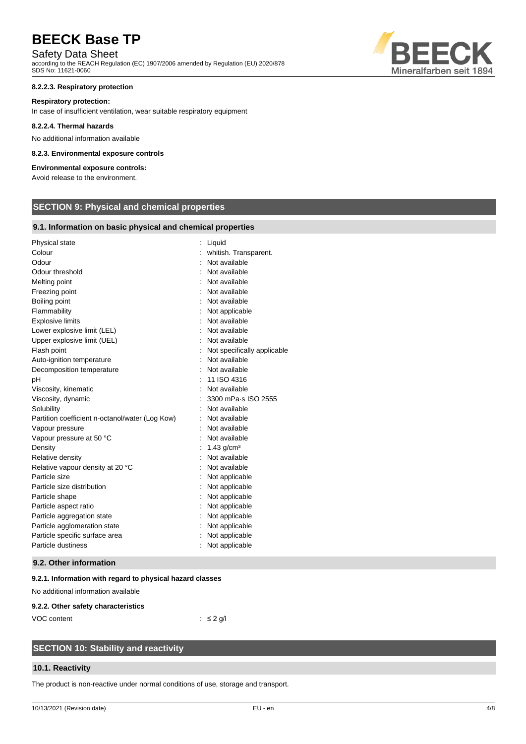#### 8.2.2.3. Respiratory protection

**Respiratory protection:**

In case of insufficient ventilation, wear suitable respiratory equipment

#### 8.2.2.4. Thermal hazards

No additional information available

#### 8.2.3. Environmental exposure controls

**Environmental exposure controls:**

Avoid release to the environment.

## SECTION 9: Physical and chemical properties

### 9.1. Information on basic physical and chemical properties

| Property | Value |
|---|---|
| Physical state | Liquid |
| Colour | whitish. Transparent. |
| Odour | Not available |
| Odour threshold | Not available |
| Melting point | Not available |
| Freezing point | Not available |
| Boiling point | Not available |
| Flammability | Not applicable |
| Explosive limits | Not available |
| Lower explosive limit (LEL) | Not available |
| Upper explosive limit (UEL) | Not available |
| Flash point | Not specifically applicable |
| Auto-ignition temperature | Not available |
| Decomposition temperature | Not available |
| pH | 11 ISO 4316 |
| Viscosity, kinematic | Not available |
| Viscosity, dynamic | 3300 mPa·s ISO 2555 |
| Solubility | Not available |
| Partition coefficient n-octanol/water (Log Kow) | Not available |
| Vapour pressure | Not available |
| Vapour pressure at 50 °C | Not available |
| Density | 1.43 g/cm³ |
| Relative density | Not available |
| Relative vapour density at 20 °C | Not available |
| Particle size | Not applicable |
| Particle size distribution | Not applicable |
| Particle shape | Not applicable |
| Particle aspect ratio | Not applicable |
| Particle aggregation state | Not applicable |
| Particle agglomeration state | Not applicable |
| Particle specific surface area | Not applicable |
| Particle dustiness | Not applicable |

### 9.2. Other information

#### 9.2.1. Information with regard to physical hazard classes

No additional information available

#### 9.2.2. Other safety characteristics

| Property | Value |
|---|---|
| VOC content | ≤ 2 g/l |

## SECTION 10: Stability and reactivity

### 10.1. Reactivity

The product is non-reactive under normal conditions of use, storage and transport.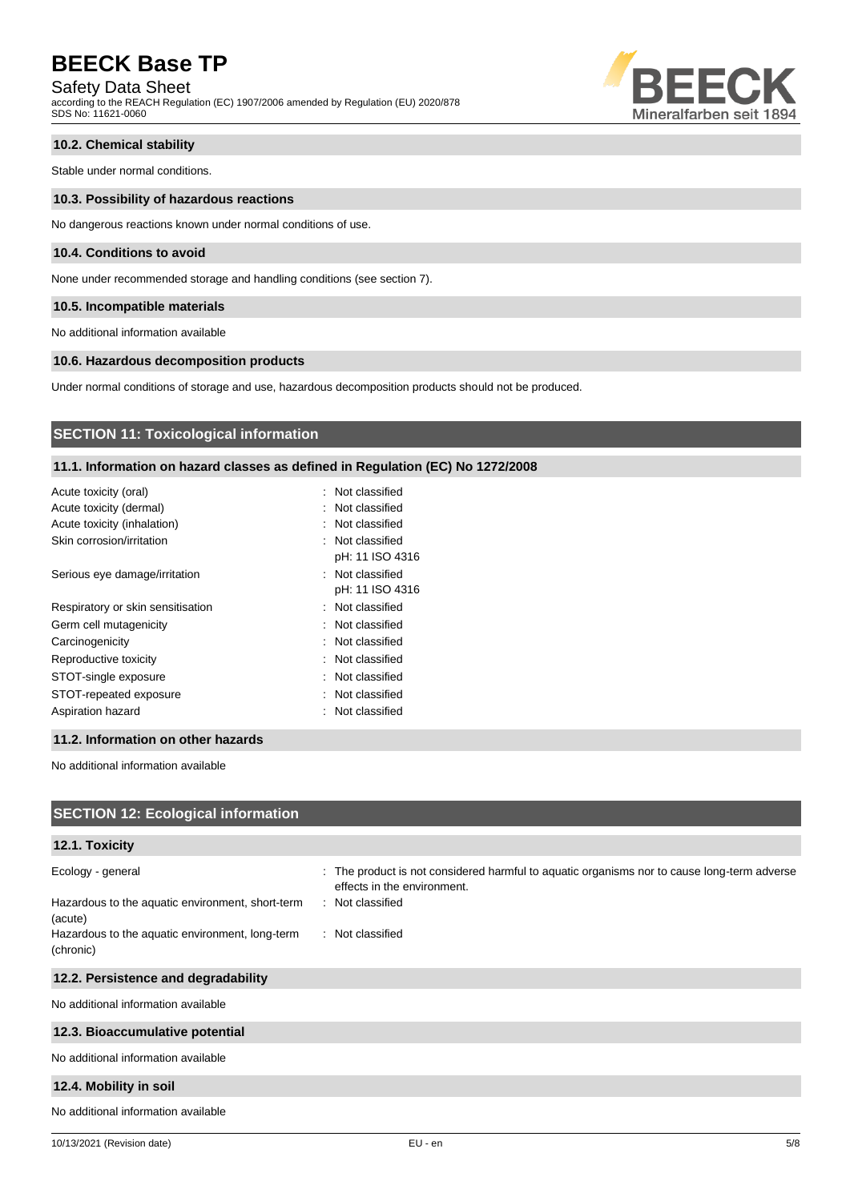### 10.2. Chemical stability

Stable under normal conditions.

### 10.3. Possibility of hazardous reactions

No dangerous reactions known under normal conditions of use.

### 10.4. Conditions to avoid

None under recommended storage and handling conditions (see section 7).

### 10.5. Incompatible materials

No additional information available

### 10.6. Hazardous decomposition products

Under normal conditions of storage and use, hazardous decomposition products should not be produced.

## SECTION 11: Toxicological information

### 11.1. Information on hazard classes as defined in Regulation (EC) No 1272/2008

| | |
|---|---|
| Acute toxicity (oral) | : Not classified |
| Acute toxicity (dermal) | : Not classified |
| Acute toxicity (inhalation) | : Not classified |
| Skin corrosion/irritation | : Not classified<br>pH: 11 ISO 4316 |
| Serious eye damage/irritation | : Not classified<br>pH: 11 ISO 4316 |
| Respiratory or skin sensitisation | : Not classified |
| Germ cell mutagenicity | : Not classified |
| Carcinogenicity | : Not classified |
| Reproductive toxicity | : Not classified |
| STOT-single exposure | : Not classified |
| STOT-repeated exposure | : Not classified |
| Aspiration hazard | : Not classified |

### 11.2. Information on other hazards

No additional information available

## SECTION 12: Ecological information

### 12.1. Toxicity

| | |
|---|---|
| Ecology - general | : The product is not considered harmful to aquatic organisms nor to cause long-term adverse effects in the environment. |
| Hazardous to the aquatic environment, short-term (acute) | : Not classified |
| Hazardous to the aquatic environment, long-term (chronic) | : Not classified |

### 12.2. Persistence and degradability

No additional information available

### 12.3. Bioaccumulative potential

No additional information available

### 12.4. Mobility in soil

No additional information available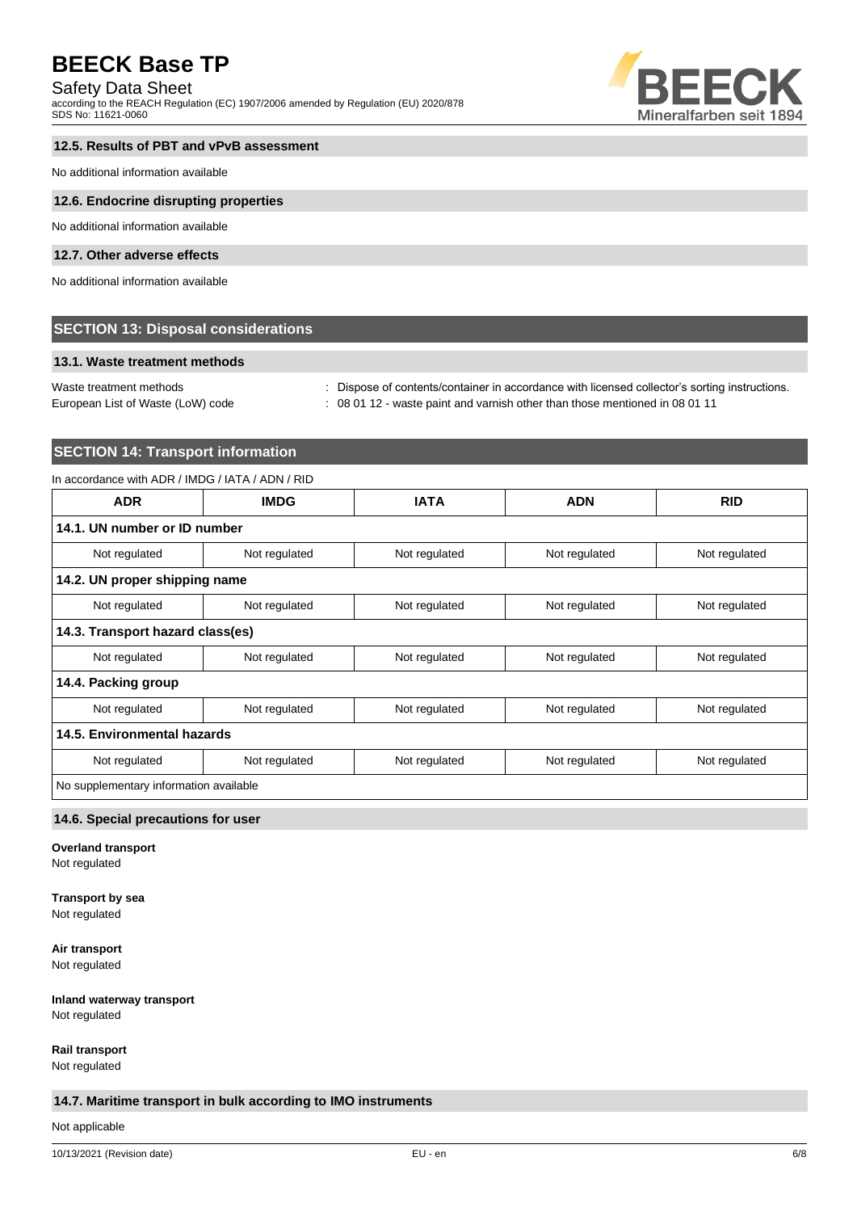### 12.5. Results of PBT and vPvB assessment

No additional information available

### 12.6. Endocrine disrupting properties

No additional information available

### 12.7. Other adverse effects

No additional information available

## SECTION 13: Disposal considerations

### 13.1. Waste treatment methods

Waste treatment methods : Dispose of contents/container in accordance with licensed collector's sorting instructions.

European List of Waste (LoW) code : 08 01 12 - waste paint and varnish other than those mentioned in 08 01 11

## SECTION 14: Transport information

In accordance with ADR / IMDG / IATA / ADN / RID

| ADR | IMDG | IATA | ADN | RID |
|---|---|---|---|---|
| **14.1. UN number or ID number** | | | | |
| Not regulated | Not regulated | Not regulated | Not regulated | Not regulated |
| **14.2. UN proper shipping name** | | | | |
| Not regulated | Not regulated | Not regulated | Not regulated | Not regulated |
| **14.3. Transport hazard class(es)** | | | | |
| Not regulated | Not regulated | Not regulated | Not regulated | Not regulated |
| **14.4. Packing group** | | | | |
| Not regulated | Not regulated | Not regulated | Not regulated | Not regulated |
| **14.5. Environmental hazards** | | | | |
| Not regulated | Not regulated | Not regulated | Not regulated | Not regulated |
| No supplementary information available | | | | |

### 14.6. Special precautions for user

**Overland transport**
Not regulated

**Transport by sea**
Not regulated

**Air transport**
Not regulated

**Inland waterway transport**
Not regulated

**Rail transport**
Not regulated

### 14.7. Maritime transport in bulk according to IMO instruments

Not applicable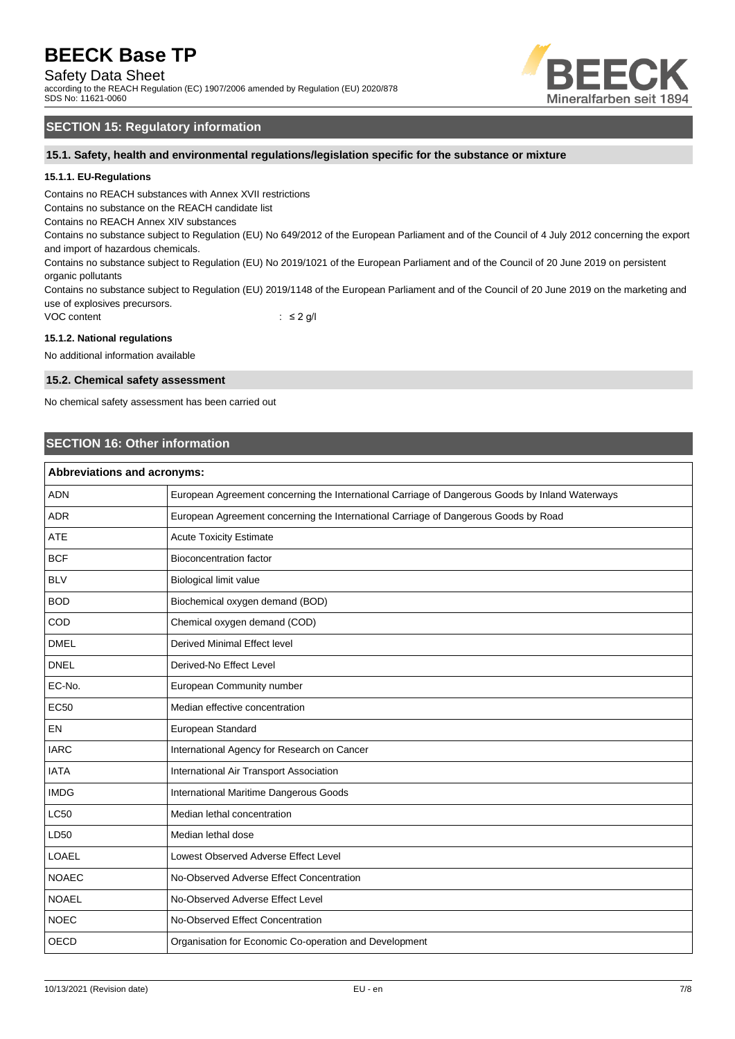## SECTION 15: Regulatory information

### 15.1. Safety, health and environmental regulations/legislation specific for the substance or mixture

#### 15.1.1. EU-Regulations

Contains no REACH substances with Annex XVII restrictions

Contains no substance on the REACH candidate list

Contains no REACH Annex XIV substances

Contains no substance subject to Regulation (EU) No 649/2012 of the European Parliament and of the Council of 4 July 2012 concerning the export and import of hazardous chemicals.

Contains no substance subject to Regulation (EU) No 2019/1021 of the European Parliament and of the Council of 20 June 2019 on persistent organic pollutants

Contains no substance subject to Regulation (EU) 2019/1148 of the European Parliament and of the Council of 20 June 2019 on the marketing and use of explosives precursors.

VOC content : ≤ 2 g/l

#### 15.1.2. National regulations

No additional information available

### 15.2. Chemical safety assessment

No chemical safety assessment has been carried out

## SECTION 16: Other information

| Abbreviations and acronyms: | |
|---|---|
| ADN | European Agreement concerning the International Carriage of Dangerous Goods by Inland Waterways |
| ADR | European Agreement concerning the International Carriage of Dangerous Goods by Road |
| ATE | Acute Toxicity Estimate |
| BCF | Bioconcentration factor |
| BLV | Biological limit value |
| BOD | Biochemical oxygen demand (BOD) |
| COD | Chemical oxygen demand (COD) |
| DMEL | Derived Minimal Effect level |
| DNEL | Derived-No Effect Level |
| EC-No. | European Community number |
| EC50 | Median effective concentration |
| EN | European Standard |
| IARC | International Agency for Research on Cancer |
| IATA | International Air Transport Association |
| IMDG | International Maritime Dangerous Goods |
| LC50 | Median lethal concentration |
| LD50 | Median lethal dose |
| LOAEL | Lowest Observed Adverse Effect Level |
| NOAEC | No-Observed Adverse Effect Concentration |
| NOAEL | No-Observed Adverse Effect Level |
| NOEC | No-Observed Effect Concentration |
| OECD | Organisation for Economic Co-operation and Development |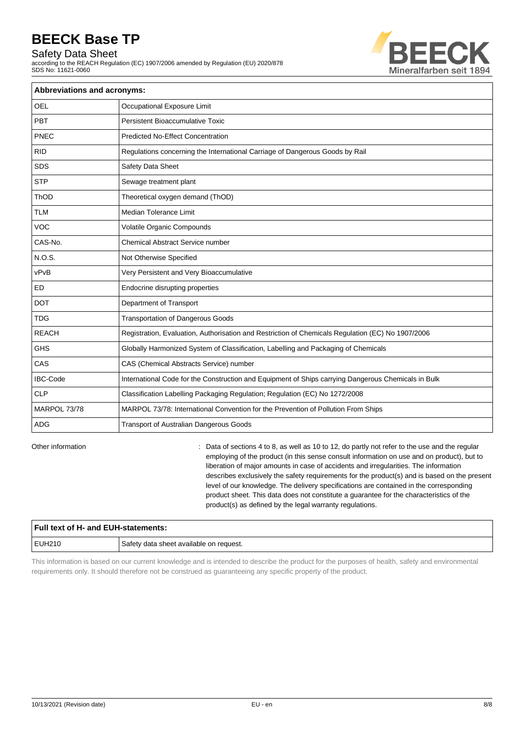| Abbreviations and acronyms: | |
|---|---|
| OEL | Occupational Exposure Limit |
| PBT | Persistent Bioaccumulative Toxic |
| PNEC | Predicted No-Effect Concentration |
| RID | Regulations concerning the International Carriage of Dangerous Goods by Rail |
| SDS | Safety Data Sheet |
| STP | Sewage treatment plant |
| ThOD | Theoretical oxygen demand (ThOD) |
| TLM | Median Tolerance Limit |
| VOC | Volatile Organic Compounds |
| CAS-No. | Chemical Abstract Service number |
| N.O.S. | Not Otherwise Specified |
| vPvB | Very Persistent and Very Bioaccumulative |
| ED | Endocrine disrupting properties |
| DOT | Department of Transport |
| TDG | Transportation of Dangerous Goods |
| REACH | Registration, Evaluation, Authorisation and Restriction of Chemicals Regulation (EC) No 1907/2006 |
| GHS | Globally Harmonized System of Classification, Labelling and Packaging of Chemicals |
| CAS | CAS (Chemical Abstracts Service) number |
| IBC-Code | International Code for the Construction and Equipment of Ships carrying Dangerous Chemicals in Bulk |
| CLP | Classification Labelling Packaging Regulation; Regulation (EC) No 1272/2008 |
| MARPOL 73/78 | MARPOL 73/78: International Convention for the Prevention of Pollution From Ships |
| ADG | Transport of Australian Dangerous Goods |

Other information : Data of sections 4 to 8, as well as 10 to 12, do partly not refer to the use and the regular employing of the product (in this sense consult information on use and on product), but to liberation of major amounts in case of accidents and irregularities. The information describes exclusively the safety requirements for the product(s) and is based on the present level of our knowledge. The delivery specifications are contained in the corresponding product sheet. This data does not constitute a guarantee for the characteristics of the product(s) as defined by the legal warranty regulations.

| Full text of H- and EUH-statements: | |
|---|---|
| EUH210 | Safety data sheet available on request. |

This information is based on our current knowledge and is intended to describe the product for the purposes of health, safety and environmental requirements only. It should therefore not be construed as guaranteeing any specific property of the product.